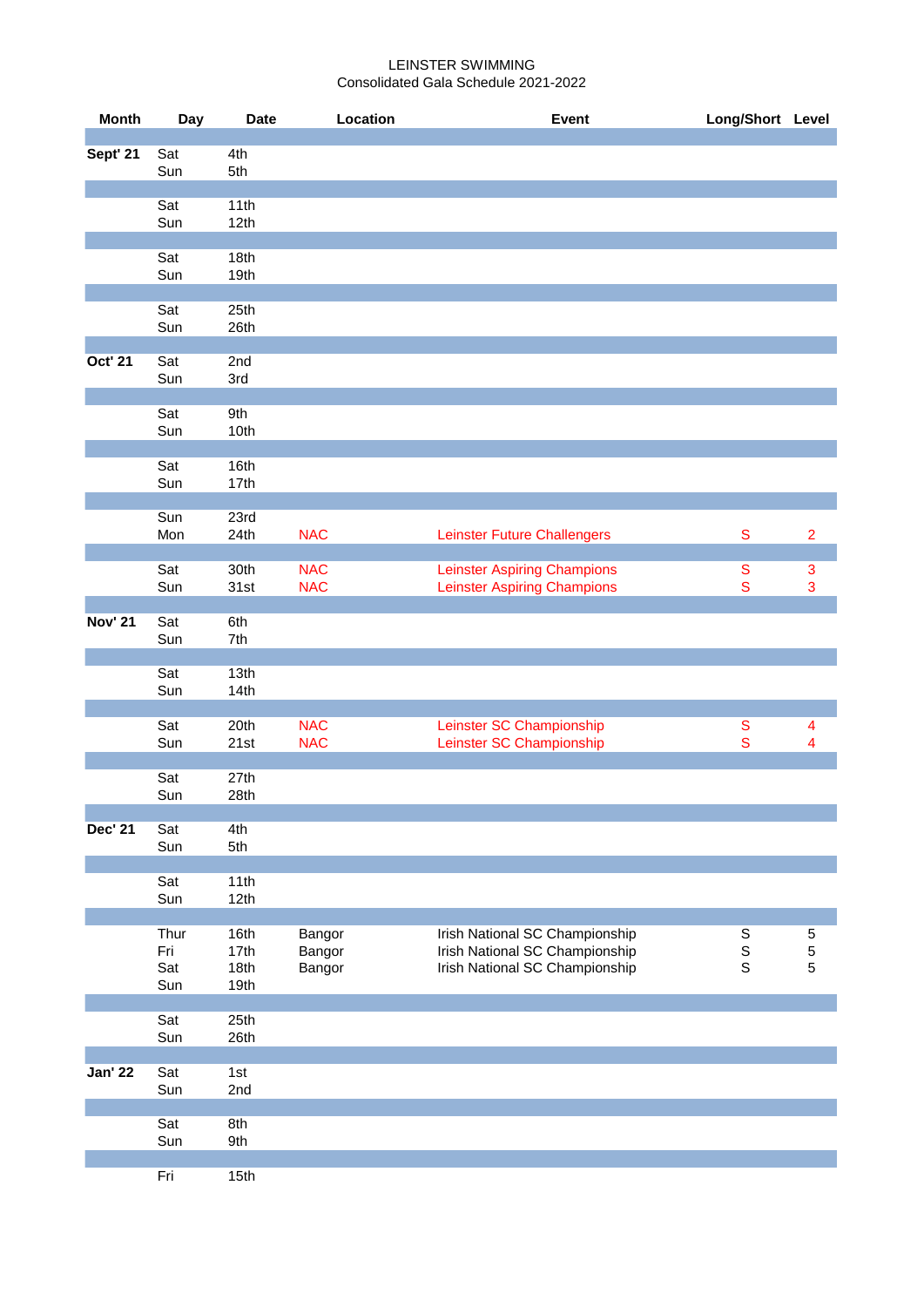LEINSTER SWIMMING
Consolidated Gala Schedule 2021-2022

| Month | Day | Date | Location | Event | Long/Short | Level |
|---|---|---|---|---|---|---|
| | | | | | | |
| **Sept' 21** | Sat | 4th | | | | |
| | Sun | 5th | | | | |
| | | | | | | |
| | Sat | 11th | | | | |
| | Sun | 12th | | | | |
| | | | | | | |
| | Sat | 18th | | | | |
| | Sun | 19th | | | | |
| | | | | | | |
| | Sat | 25th | | | | |
| | Sun | 26th | | | | |
| | | | | | | |
| **Oct' 21** | Sat | 2nd | | | | |
| | Sun | 3rd | | | | |
| | | | | | | |
| | Sat | 9th | | | | |
| | Sun | 10th | | | | |
| | | | | | | |
| | Sat | 16th | | | | |
| | Sun | 17th | | | | |
| | | | | | | |
| | Sun | 23rd | | | | |
| | Mon | 24th | NAC | Leinster Future Challengers | S | 2 |
| | | | | | | |
| | Sat | 30th | NAC | Leinster Aspiring Champions | S | 3 |
| | Sun | 31st | NAC | Leinster Aspiring Champions | S | 3 |
| | | | | | | |
| **Nov' 21** | Sat | 6th | | | | |
| | Sun | 7th | | | | |
| | | | | | | |
| | Sat | 13th | | | | |
| | Sun | 14th | | | | |
| | | | | | | |
| | Sat | 20th | NAC | Leinster SC Championship | S | 4 |
| | Sun | 21st | NAC | Leinster SC Championship | S | 4 |
| | | | | | | |
| | Sat | 27th | | | | |
| | Sun | 28th | | | | |
| | | | | | | |
| **Dec' 21** | Sat | 4th | | | | |
| | Sun | 5th | | | | |
| | | | | | | |
| | Sat | 11th | | | | |
| | Sun | 12th | | | | |
| | | | | | | |
| | Thur | 16th | Bangor | Irish National SC Championship | S | 5 |
| | Fri | 17th | Bangor | Irish National SC Championship | S | 5 |
| | Sat | 18th | Bangor | Irish National SC Championship | S | 5 |
| | Sun | 19th | | | | |
| | | | | | | |
| | Sat | 25th | | | | |
| | Sun | 26th | | | | |
| | | | | | | |
| **Jan' 22** | Sat | 1st | | | | |
| | Sun | 2nd | | | | |
| | | | | | | |
| | Sat | 8th | | | | |
| | Sun | 9th | | | | |
| | | | | | | |
| | Fri | 15th | | | | |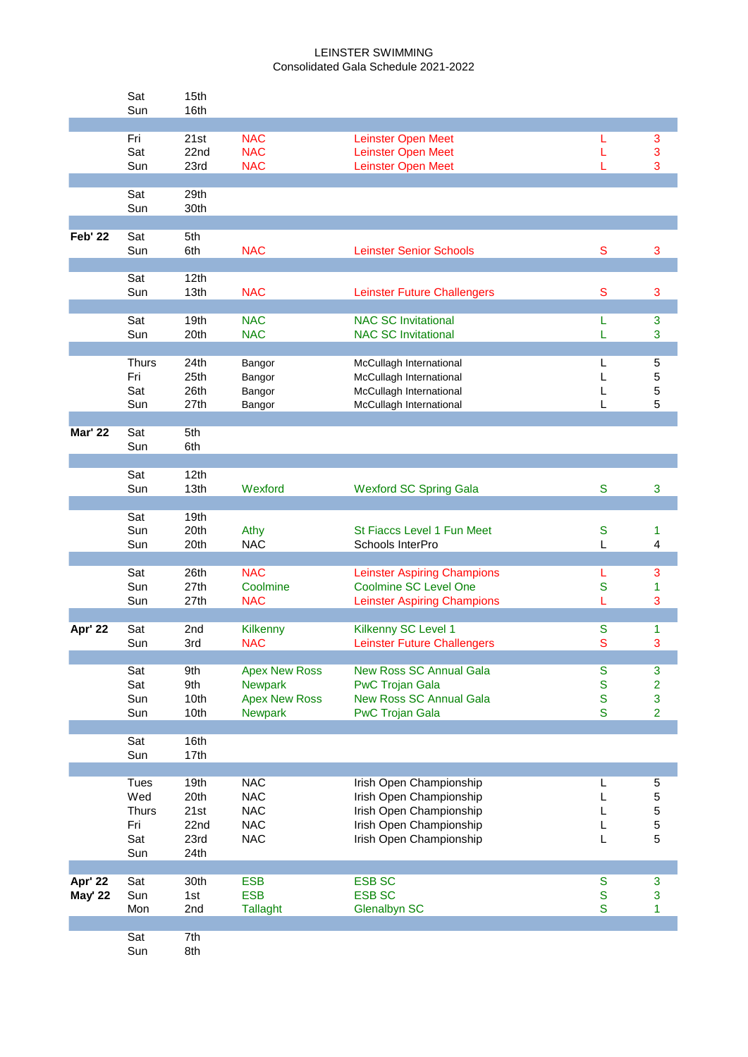LEINSTER SWIMMING
Consolidated Gala Schedule 2021-2022

| Month | Day | Date | Venue | Event | Course | Level |
|---|---|---|---|---|---|---|
| | Sat | 15th | | | | |
| | Sun | 16th | | | | |
| | | | | | | |
| | Fri | 21st | NAC | Leinster Open Meet | L | 3 |
| | Sat | 22nd | NAC | Leinster Open Meet | L | 3 |
| | Sun | 23rd | NAC | Leinster Open Meet | L | 3 |
| | | | | | | |
| | Sat | 29th | | | | |
| | Sun | 30th | | | | |
| | | | | | | |
| Feb' 22 | Sat | 5th | | | | |
| | Sun | 6th | NAC | Leinster Senior Schools | S | 3 |
| | | | | | | |
| | Sat | 12th | | | | |
| | Sun | 13th | NAC | Leinster Future Challengers | S | 3 |
| | | | | | | |
| | Sat | 19th | NAC | NAC SC Invitational | L | 3 |
| | Sun | 20th | NAC | NAC SC Invitational | L | 3 |
| | | | | | | |
| | Thurs | 24th | Bangor | McCullagh International | L | 5 |
| | Fri | 25th | Bangor | McCullagh International | L | 5 |
| | Sat | 26th | Bangor | McCullagh International | L | 5 |
| | Sun | 27th | Bangor | McCullagh International | L | 5 |
| | | | | | | |
| Mar' 22 | Sat | 5th | | | | |
| | Sun | 6th | | | | |
| | | | | | | |
| | Sat | 12th | | | | |
| | Sun | 13th | Wexford | Wexford SC Spring Gala | S | 3 |
| | | | | | | |
| | Sat | 19th | | | | |
| | Sun | 20th | Athy | St Fiaccs Level 1 Fun Meet | S | 1 |
| | Sun | 20th | NAC | Schools InterPro | L | 4 |
| | | | | | | |
| | Sat | 26th | NAC | Leinster Aspiring Champions | L | 3 |
| | Sun | 27th | Coolmine | Coolmine SC Level One | S | 1 |
| | Sun | 27th | NAC | Leinster Aspiring Champions | L | 3 |
| | | | | | | |
| Apr' 22 | Sat | 2nd | Kilkenny | Kilkenny SC Level 1 | S | 1 |
| | Sun | 3rd | NAC | Leinster Future Challengers | S | 3 |
| | | | | | | |
| | Sat | 9th | Apex New Ross | New Ross SC Annual Gala | S | 3 |
| | Sat | 9th | Newpark | PwC Trojan Gala | S | 2 |
| | Sun | 10th | Apex New Ross | New Ross SC Annual Gala | S | 3 |
| | Sun | 10th | Newpark | PwC Trojan Gala | S | 2 |
| | | | | | | |
| | Sat | 16th | | | | |
| | Sun | 17th | | | | |
| | | | | | | |
| | Tues | 19th | NAC | Irish Open Championship | L | 5 |
| | Wed | 20th | NAC | Irish Open Championship | L | 5 |
| | Thurs | 21st | NAC | Irish Open Championship | L | 5 |
| | Fri | 22nd | NAC | Irish Open Championship | L | 5 |
| | Sat | 23rd | NAC | Irish Open Championship | L | 5 |
| | Sun | 24th | | | | |
| | | | | | | |
| Apr' 22 | Sat | 30th | ESB | ESB SC | S | 3 |
| May' 22 | Sun | 1st | ESB | ESB SC | S | 3 |
| | Mon | 2nd | Tallaght | Glenalbyn SC | S | 1 |
| | | | | | | |
| | Sat | 7th | | | | |
| | Sun | 8th | | | | |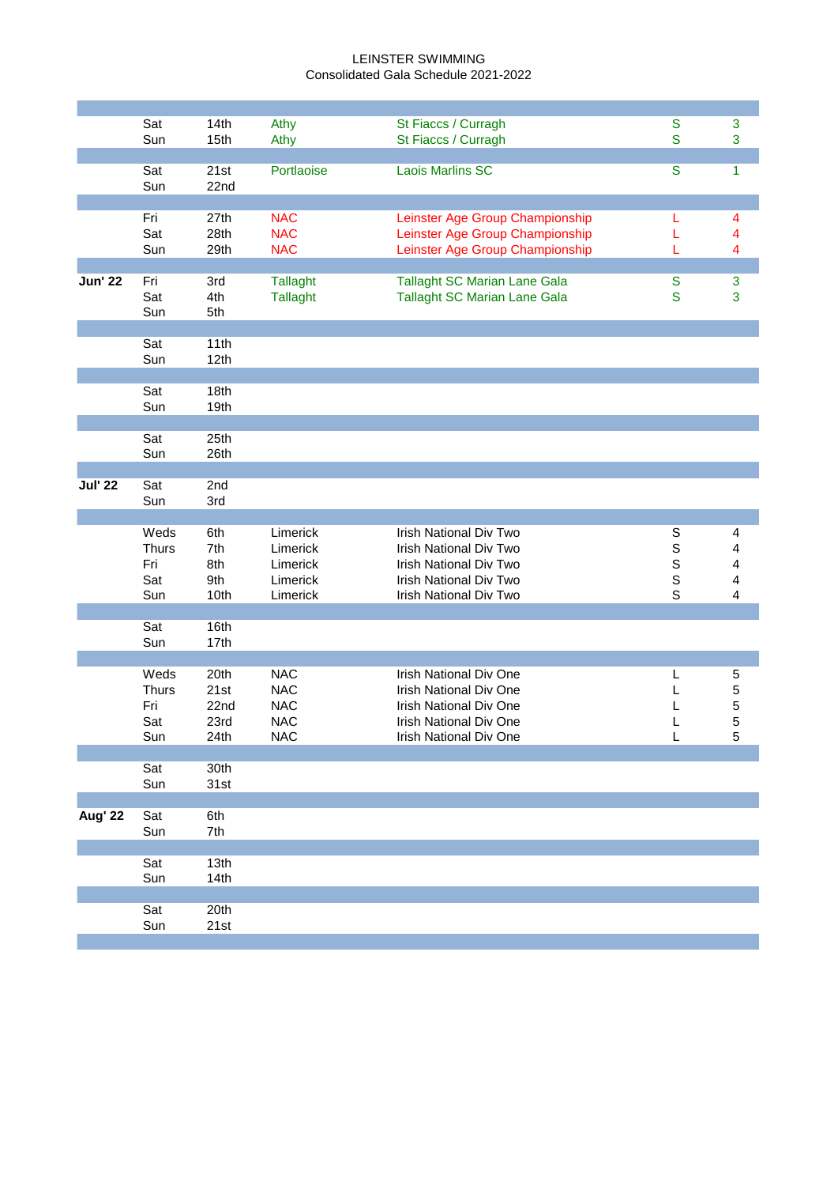LEINSTER SWIMMING
Consolidated Gala Schedule 2021-2022

| | | | | | | |
|---|---|---|---|---|---|---|
| | Sat | 14th | Athy | St Fiaccs / Curragh | S | 3 |
| | Sun | 15th | Athy | St Fiaccs / Curragh | S | 3 |
| | | | | | | |
| | Sat | 21st | Portlaoise | Laois Marlins SC | S | 1 |
| | Sun | 22nd | | | | |
| | | | | | | |
| | Fri | 27th | NAC | Leinster Age Group Championship | L | 4 |
| | Sat | 28th | NAC | Leinster Age Group Championship | L | 4 |
| | Sun | 29th | NAC | Leinster Age Group Championship | L | 4 |
| | | | | | | |
| **Jun' 22** | Fri | 3rd | Tallaght | Tallaght SC Marian Lane Gala | S | 3 |
| | Sat | 4th | Tallaght | Tallaght SC Marian Lane Gala | S | 3 |
| | Sun | 5th | | | | |
| | | | | | | |
| | Sat | 11th | | | | |
| | Sun | 12th | | | | |
| | | | | | | |
| | Sat | 18th | | | | |
| | Sun | 19th | | | | |
| | | | | | | |
| | Sat | 25th | | | | |
| | Sun | 26th | | | | |
| | | | | | | |
| **Jul' 22** | Sat | 2nd | | | | |
| | Sun | 3rd | | | | |
| | | | | | | |
| | Weds | 6th | Limerick | Irish National Div Two | S | 4 |
| | Thurs | 7th | Limerick | Irish National Div Two | S | 4 |
| | Fri | 8th | Limerick | Irish National Div Two | S | 4 |
| | Sat | 9th | Limerick | Irish National Div Two | S | 4 |
| | Sun | 10th | Limerick | Irish National Div Two | S | 4 |
| | | | | | | |
| | Sat | 16th | | | | |
| | Sun | 17th | | | | |
| | | | | | | |
| | Weds | 20th | NAC | Irish National Div One | L | 5 |
| | Thurs | 21st | NAC | Irish National Div One | L | 5 |
| | Fri | 22nd | NAC | Irish National Div One | L | 5 |
| | Sat | 23rd | NAC | Irish National Div One | L | 5 |
| | Sun | 24th | NAC | Irish National Div One | L | 5 |
| | | | | | | |
| | Sat | 30th | | | | |
| | Sun | 31st | | | | |
| | | | | | | |
| **Aug' 22** | Sat | 6th | | | | |
| | Sun | 7th | | | | |
| | | | | | | |
| | Sat | 13th | | | | |
| | Sun | 14th | | | | |
| | | | | | | |
| | Sat | 20th | | | | |
| | Sun | 21st | | | | |